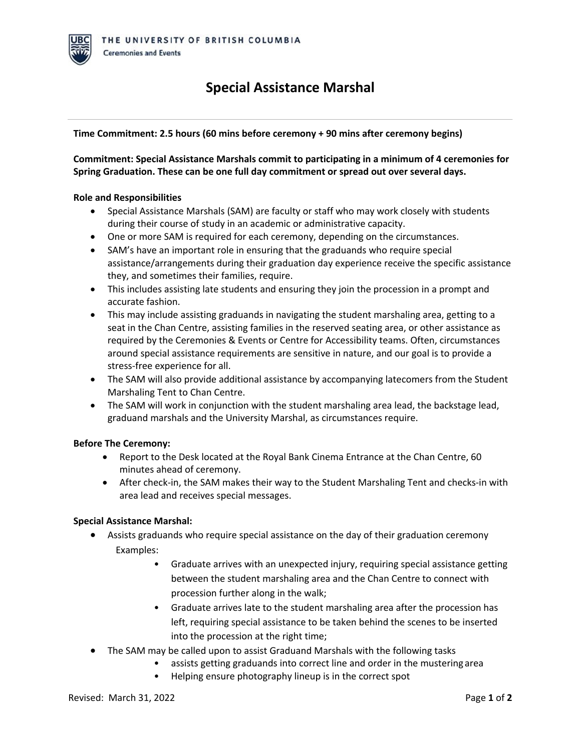THE UNIVERSITY OF BRITISH COLUMBIA
Ceremonies and Events

# Special Assistance Marshal

---

**Time Commitment: 2.5 hours (60 mins before ceremony + 90 mins after ceremony begins)**

**Commitment: Special Assistance Marshals commit to participating in a minimum of 4 ceremonies for Spring Graduation. These can be one full day commitment or spread out over several days.**

**Role and Responsibilities**

- Special Assistance Marshals (SAM) are faculty or staff who may work closely with students during their course of study in an academic or administrative capacity.
- One or more SAM is required for each ceremony, depending on the circumstances.
- SAM's have an important role in ensuring that the graduands who require special assistance/arrangements during their graduation day experience receive the specific assistance they, and sometimes their families, require.
- This includes assisting late students and ensuring they join the procession in a prompt and accurate fashion.
- This may include assisting graduands in navigating the student marshaling area, getting to a seat in the Chan Centre, assisting families in the reserved seating area, or other assistance as required by the Ceremonies & Events or Centre for Accessibility teams. Often, circumstances around special assistance requirements are sensitive in nature, and our goal is to provide a stress-free experience for all.
- The SAM will also provide additional assistance by accompanying latecomers from the Student Marshaling Tent to Chan Centre.
- The SAM will work in conjunction with the student marshaling area lead, the backstage lead, graduand marshals and the University Marshal, as circumstances require.

**Before The Ceremony:**

- Report to the Desk located at the Royal Bank Cinema Entrance at the Chan Centre, 60 minutes ahead of ceremony.
- After check-in, the SAM makes their way to the Student Marshaling Tent and checks-in with area lead and receives special messages.

**Special Assistance Marshal:**

- Assists graduands who require special assistance on the day of their graduation ceremony
  Examples:
  - Graduate arrives with an unexpected injury, requiring special assistance getting between the student marshaling area and the Chan Centre to connect with procession further along in the walk;
  - Graduate arrives late to the student marshaling area after the procession has left, requiring special assistance to be taken behind the scenes to be inserted into the procession at the right time;
- The SAM may be called upon to assist Graduand Marshals with the following tasks
  - assists getting graduands into correct line and order in the mustering area
  - Helping ensure photography lineup is in the correct spot

Revised: March 31, 2022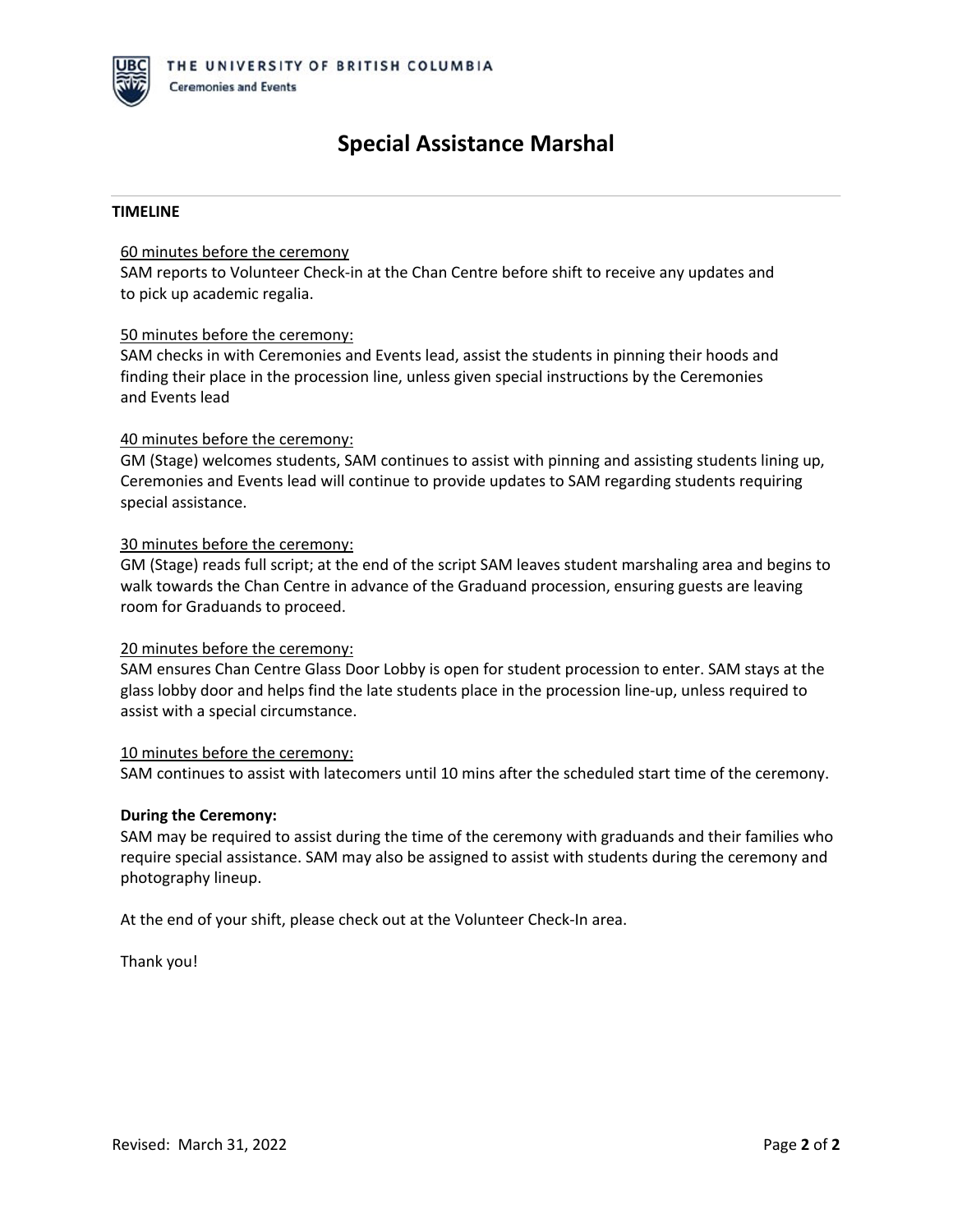# Special Assistance Marshal

**TIMELINE**

60 minutes before the ceremony
SAM reports to Volunteer Check-in at the Chan Centre before shift to receive any updates and to pick up academic regalia.

50 minutes before the ceremony:
SAM checks in with Ceremonies and Events lead, assist the students in pinning their hoods and finding their place in the procession line, unless given special instructions by the Ceremonies and Events lead

40 minutes before the ceremony:
GM (Stage) welcomes students, SAM continues to assist with pinning and assisting students lining up, Ceremonies and Events lead will continue to provide updates to SAM regarding students requiring special assistance.

30 minutes before the ceremony:
GM (Stage) reads full script; at the end of the script SAM leaves student marshaling area and begins to walk towards the Chan Centre in advance of the Graduand procession, ensuring guests are leaving room for Graduands to proceed.

20 minutes before the ceremony:
SAM ensures Chan Centre Glass Door Lobby is open for student procession to enter. SAM stays at the glass lobby door and helps find the late students place in the procession line-up, unless required to assist with a special circumstance.

10 minutes before the ceremony:
SAM continues to assist with latecomers until 10 mins after the scheduled start time of the ceremony.

**During the Ceremony:**
SAM may be required to assist during the time of the ceremony with graduands and their families who require special assistance. SAM may also be assigned to assist with students during the ceremony and photography lineup.

At the end of your shift, please check out at the Volunteer Check-In area.

Thank you!

Revised: March 31, 2022